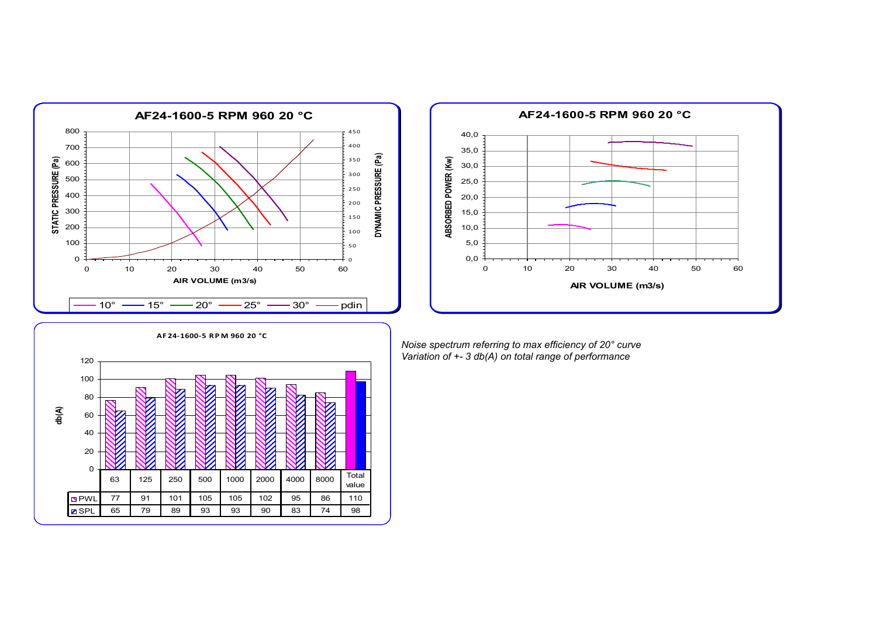## AF24-1600-5 RPM 960 20 °C

STATIC PRESSURE (Pa) / DYNAMIC PRESSURE (Pa) vs AIR VOLUME (m3/s)

Legend: 10° — 15° — 20° — 25° — 30° — pdin

## AF24-1600-5 RPM 960 20 °C

ABSORBED POWER (Kw) vs AIR VOLUME (m3/s)

## AF24-1600-5 RPM 960 20 °C

db(A)

| | 63 | 125 | 250 | 500 | 1000 | 2000 | 4000 | 8000 | Total value |
|---|---|---|---|---|---|---|---|---|---|
| PWL | 77 | 91 | 101 | 105 | 105 | 102 | 95 | 86 | 110 |
| SPL | 65 | 79 | 89 | 93 | 93 | 90 | 83 | 74 | 98 |

*Noise spectrum referring to max efficiency of 20° curve*
*Variation of +- 3 db(A) on total range of performance*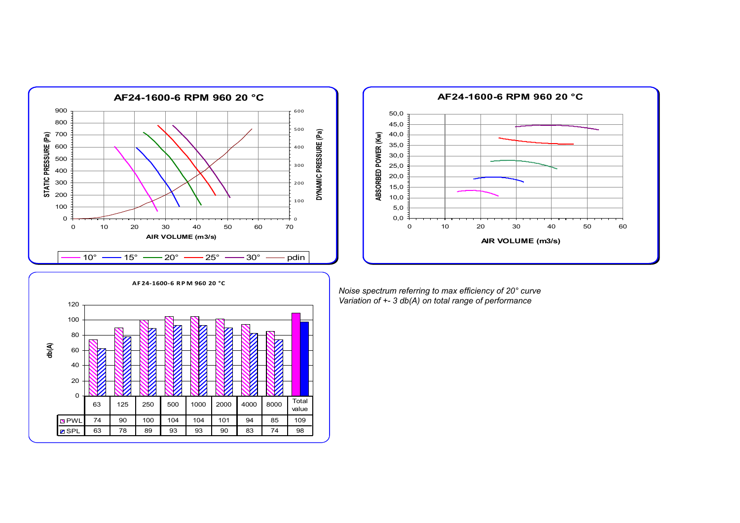**AF24-1600-6 RPM 960 20 °C**

STATIC PRESSURE (Pa) / DYNAMIC PRESSURE (Pa) / AIR VOLUME (m3/s)

10° — 15° — 20° — 25° — 30° — pdin

**AF24-1600-6 RPM 960 20 °C**

ABSORBED POWER (Kw) / AIR VOLUME (m3/s)

**AF24-1600-6 RPM 960 20 °C**

db(A)

|  | 63 | 125 | 250 | 500 | 1000 | 2000 | 4000 | 8000 | Total value |
|---|---|---|---|---|---|---|---|---|---|
| PWL | 74 | 90 | 100 | 104 | 104 | 101 | 94 | 85 | 109 |
| SPL | 63 | 78 | 89 | 93 | 93 | 90 | 83 | 74 | 98 |

*Noise spectrum referring to max efficiency of 20° curve*
*Variation of +- 3 db(A) on total range of performance*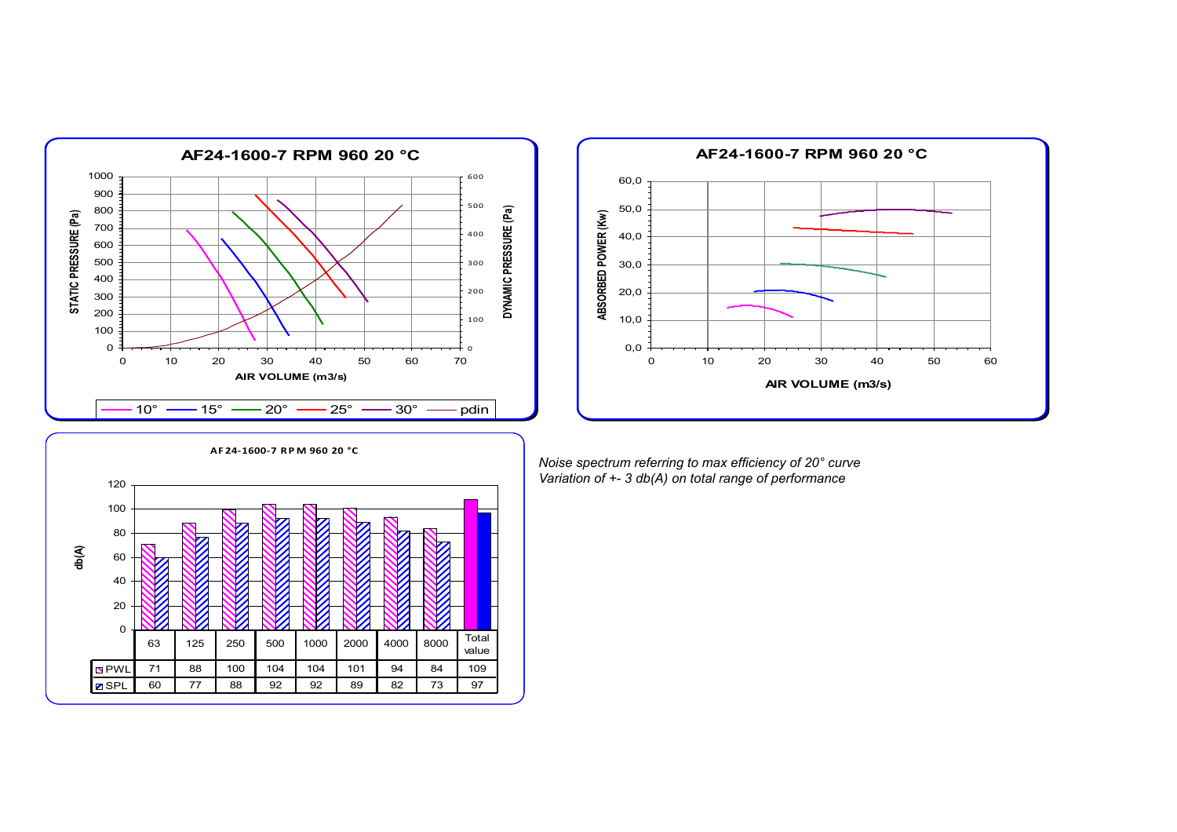## AF24-1600-7 RPM 960 20 °C

STATIC PRESSURE (Pa) / DYNAMIC PRESSURE (Pa) vs AIR VOLUME (m3/s)

10° — 15° — 20° — 25° — 30° — pdin

## AF24-1600-7 RPM 960 20 °C

ABSORBED POWER (Kw) vs AIR VOLUME (m3/s)

## AF24-1600-7 RPM 960 20 °C

db(A)

| | 63 | 125 | 250 | 500 | 1000 | 2000 | 4000 | 8000 | Total value |
|---|---|---|---|---|---|---|---|---|---|
| PWL | 71 | 88 | 100 | 104 | 104 | 101 | 94 | 84 | 109 |
| SPL | 60 | 77 | 88 | 92 | 92 | 89 | 82 | 73 | 97 |

*Noise spectrum referring to max efficiency of 20° curve*
*Variation of +- 3 db(A) on total range of performance*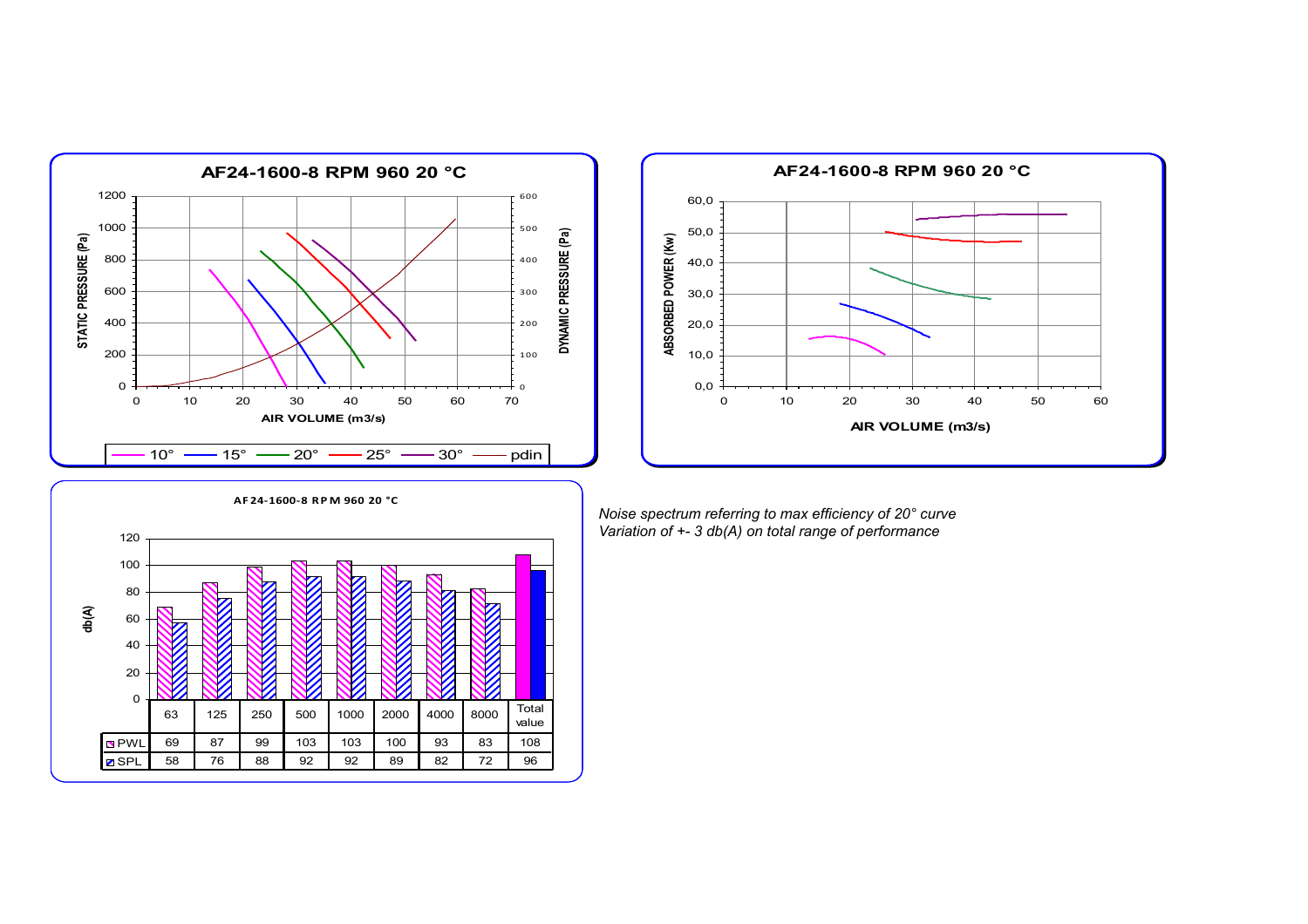## AF24-1600-8 RPM 960 20 °C

STATIC PRESSURE (Pa) / DYNAMIC PRESSURE (Pa) vs AIR VOLUME (m3/s)

Legend: 10° — 15° — 20° — 25° — 30° — pdin

## AF24-1600-8 RPM 960 20 °C

ABSORBED POWER (Kw) vs AIR VOLUME (m3/s)

## AF24-1600-8 RPM 960 20 °C

db(A)

| | 63 | 125 | 250 | 500 | 1000 | 2000 | 4000 | 8000 | Total value |
|---|---|---|---|---|---|---|---|---|---|
| PWL | 69 | 87 | 99 | 103 | 103 | 100 | 93 | 83 | 108 |
| SPL | 58 | 76 | 88 | 92 | 92 | 89 | 82 | 72 | 96 |

*Noise spectrum referring to max efficiency of 20° curve*
*Variation of +- 3 db(A) on total range of performance*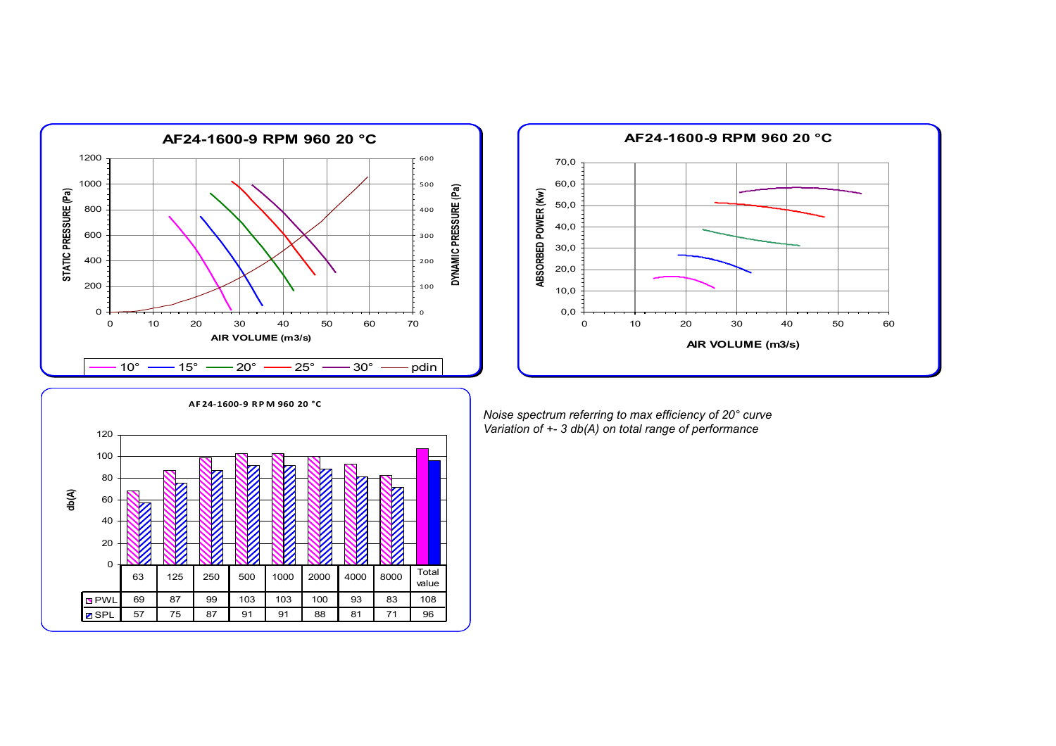**AF24-1600-9 RPM 960 20 °C**

STATIC PRESSURE (Pa) / DYNAMIC PRESSURE (Pa) vs AIR VOLUME (m3/s)

10° — 15° — 20° — 25° — 30° — pdin

**AF24-1600-9 RPM 960 20 °C**

ABSORBED POWER (Kw) vs AIR VOLUME (m3/s)

**AF24-1600-9 RPM 960 20 °C**

db(A)

| | 63 | 125 | 250 | 500 | 1000 | 2000 | 4000 | 8000 | Total value |
|---|---|---|---|---|---|---|---|---|---|
| PWL | 69 | 87 | 99 | 103 | 103 | 100 | 93 | 83 | 108 |
| SPL | 57 | 75 | 87 | 91 | 91 | 88 | 81 | 71 | 96 |

*Noise spectrum referring to max efficiency of 20° curve*
*Variation of +- 3 db(A) on total range of performance*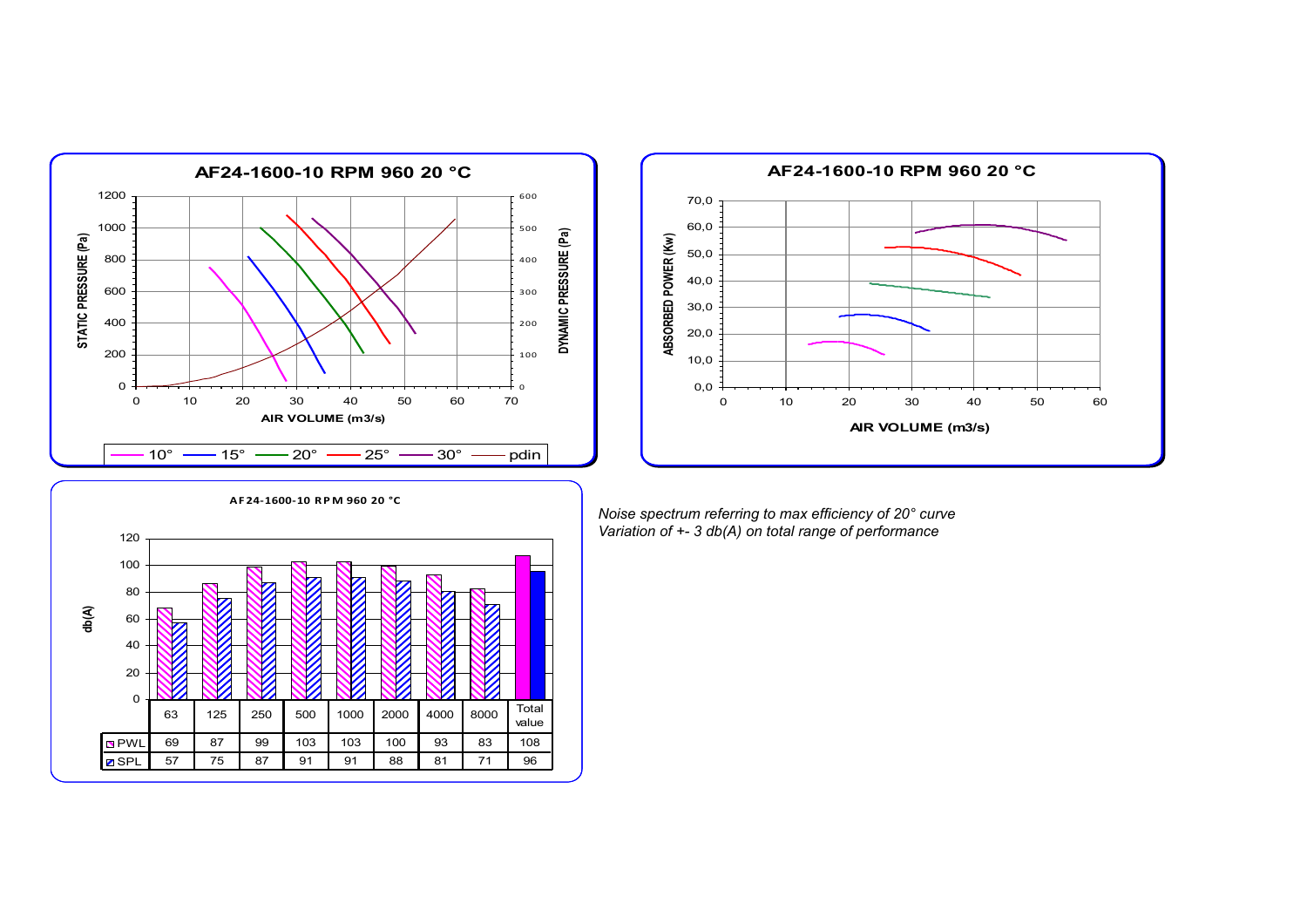## AF24-1600-10 RPM 960 20 °C

STATIC PRESSURE (Pa) / DYNAMIC PRESSURE (Pa) vs AIR VOLUME (m3/s)

10° — 15° — 20° — 25° — 30° — pdin

## AF24-1600-10 RPM 960 20 °C

ABSORBED POWER (Kw) vs AIR VOLUME (m3/s)

## AF24-1600-10 RPM 960 20 °C

| | 63 | 125 | 250 | 500 | 1000 | 2000 | 4000 | 8000 | Total value |
|---|---|---|---|---|---|---|---|---|---|
| PWL | 69 | 87 | 99 | 103 | 103 | 100 | 93 | 83 | 108 |
| SPL | 57 | 75 | 87 | 91 | 91 | 88 | 81 | 71 | 96 |

*Noise spectrum referring to max efficiency of 20° curve*
*Variation of +- 3 db(A) on total range of performance*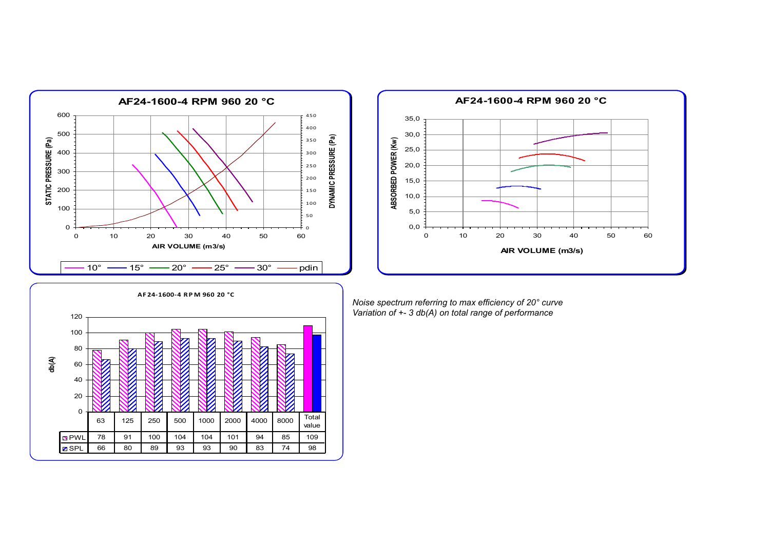AF24-1600-4 RPM 960 20 °C

STATIC PRESSURE (Pa)

600
500
400
300
200
100
0

DYNAMIC PRESSURE (Pa)

450
400
350
300
250
200
150
100
50
0

0 10 20 30 40 50 60

AIR VOLUME (m3/s)

10° 15° 20° 25° 30° pdin

AF24-1600-4 RPM 960 20 °C

ABSORBED POWER (Kw)

35,0
30,0
25,0
20,0
15,0
10,0
5,0
0,0

0 10 20 30 40 50 60

AIR VOLUME (m3/s)

AF24-1600-4 RPM 960 20 °C

db(A)

120
100
80
60
40
20
0

| | 63 | 125 | 250 | 500 | 1000 | 2000 | 4000 | 8000 | Total value |
|---|---|---|---|---|---|---|---|---|---|
| PWL | 78 | 91 | 100 | 104 | 104 | 101 | 94 | 85 | 109 |
| SPL | 66 | 80 | 89 | 93 | 93 | 90 | 83 | 74 | 98 |

*Noise spectrum referring to max efficiency of 20° curve*
*Variation of +- 3 db(A) on total range of performance*